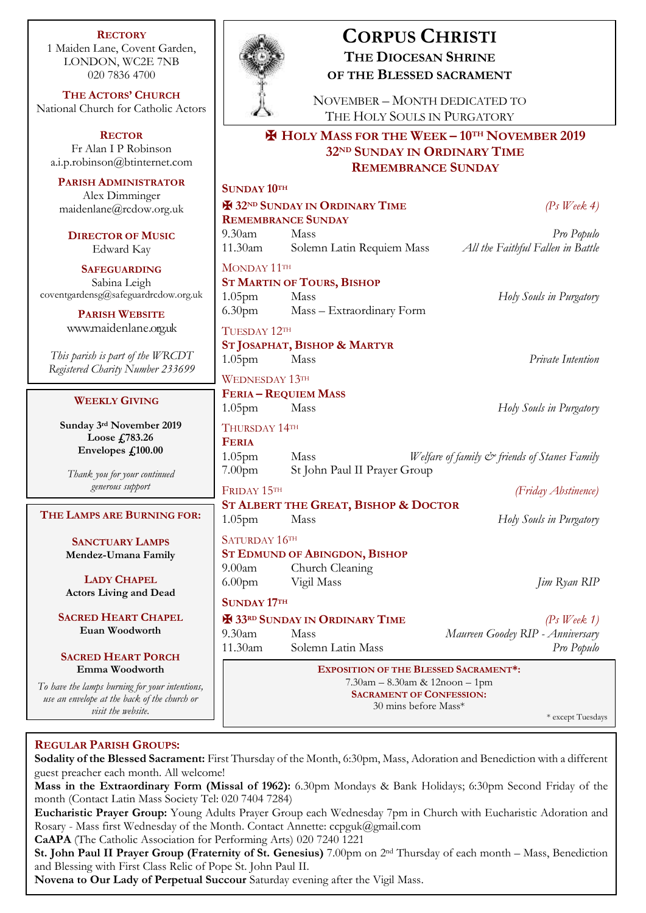# CORPUS CHRISTI

## THE DIOCESAN SHRINE OF THE BLESSED SACRAMENT

NOVEMBER – MONTH DEDICATED TO THE HOLY SOULS IN PURGATORY

**RECTORY**
1 Maiden Lane, Covent Garden,
LONDON, WC2E 7NB
020 7836 4700

**THE ACTORS' CHURCH**
National Church for Catholic Actors

**RECTOR**
Fr Alan I P Robinson
a.i.p.robinson@btinternet.com

**PARISH ADMINISTRATOR**
Alex Dimminger
maidenlane@rcdow.org.uk

**DIRECTOR OF MUSIC**
Edward Kay

**SAFEGUARDING**
Sabina Leigh
coventgardensg@safeguardrcdow.org.uk

**PARISH WEBSITE**
www.maidenlane.org.uk

*This parish is part of the WRCDT Registered Charity Number 233699*

## ✠ HOLY MASS FOR THE WEEK – 10TH NOVEMBER 2019
## 32ND SUNDAY IN ORDINARY TIME
## REMEMBRANCE SUNDAY

**SUNDAY 10TH**

**✠ 32ND SUNDAY IN ORDINARY TIME** *(Ps Week 4)*
**REMEMBRANCE SUNDAY**

| | | |
|---|---|---|
| 9.30am | Mass | *Pro Populo* |
| 11.30am | Solemn Latin Requiem Mass | *All the Faithful Fallen in Battle* |

MONDAY 11TH
**ST MARTIN OF TOURS, BISHOP**

| | | |
|---|---|---|
| 1.05pm | Mass | *Holy Souls in Purgatory* |
| 6.30pm | Mass – Extraordinary Form | |

TUESDAY 12TH
**ST JOSAPHAT, BISHOP & MARTYR**

| | | |
|---|---|---|
| 1.05pm | Mass | *Private Intention* |

WEDNESDAY 13TH
**FERIA – REQUIEM MASS**

| | | |
|---|---|---|
| 1.05pm | Mass | *Holy Souls in Purgatory* |

THURSDAY 14TH
**FERIA**

| | | |
|---|---|---|
| 1.05pm | Mass | *Welfare of family & friends of Stanes Family* |
| 7.00pm | St John Paul II Prayer Group | |

FRIDAY 15TH *(Friday Abstinence)*
**ST ALBERT THE GREAT, BISHOP & DOCTOR**

| | | |
|---|---|---|
| 1.05pm | Mass | *Holy Souls in Purgatory* |

SATURDAY 16TH
**ST EDMUND OF ABINGDON, BISHOP**

| | | |
|---|---|---|
| 9.00am | Church Cleaning | |
| 6.00pm | Vigil Mass | *Jim Ryan RIP* |

**SUNDAY 17TH**
**✠ 33RD SUNDAY IN ORDINARY TIME** *(Ps Week 1)*

| | | |
|---|---|---|
| 9.30am | Mass | *Maureen Goodey RIP - Anniversary* |
| 11.30am | Solemn Latin Mass | *Pro Populo* |

**EXPOSITION OF THE BLESSED SACRAMENT*:**
7.30am – 8.30am & 12noon – 1pm
**SACRAMENT OF CONFESSION:**
30 mins before Mass*

* except Tuesdays

**WEEKLY GIVING**

**Sunday 3rd November 2019**
**Loose £783.26**
**Envelopes £100.00**

*Thank you for your continued generous support*

**THE LAMPS ARE BURNING FOR:**

**SANCTUARY LAMPS**
**Mendez-Umana Family**

**LADY CHAPEL**
**Actors Living and Dead**

**SACRED HEART CHAPEL**
**Euan Woodworth**

**SACRED HEART PORCH**
**Emma Woodworth**

*To have the lamps burning for your intentions, use an envelope at the back of the church or visit the website.*

**REGULAR PARISH GROUPS:**

**Sodality of the Blessed Sacrament:** First Thursday of the Month, 6:30pm, Mass, Adoration and Benediction with a different guest preacher each month. All welcome!

**Mass in the Extraordinary Form (Missal of 1962):** 6.30pm Mondays & Bank Holidays; 6:30pm Second Friday of the month (Contact Latin Mass Society Tel: 020 7404 7284)

**Eucharistic Prayer Group:** Young Adults Prayer Group each Wednesday 7pm in Church with Eucharistic Adoration and Rosary - Mass first Wednesday of the Month. Contact Annette: ccpguk@gmail.com

**CaAPA** (The Catholic Association for Performing Arts) 020 7240 1221

**St. John Paul II Prayer Group (Fraternity of St. Genesius)** 7.00pm on 2nd Thursday of each month – Mass, Benediction and Blessing with First Class Relic of Pope St. John Paul II.

**Novena to Our Lady of Perpetual Succour** Saturday evening after the Vigil Mass.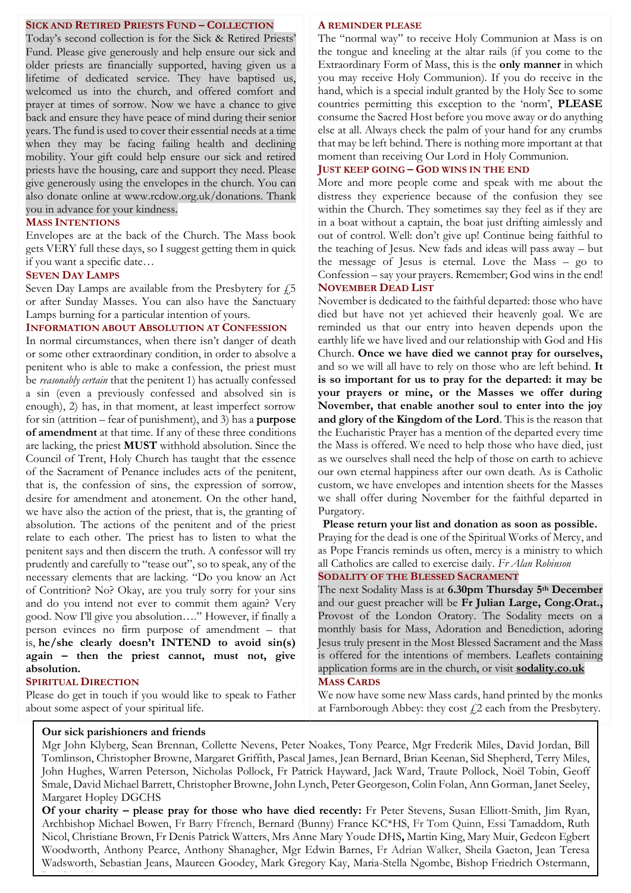## Sick and Retired Priests Fund – Collection

Today's second collection is for the Sick & Retired Priests' Fund. Please give generously and help ensure our sick and older priests are financially supported, having given us a lifetime of dedicated service. They have baptised us, welcomed us into the church, and offered comfort and prayer at times of sorrow. Now we have a chance to give back and ensure they have peace of mind during their senior years. The fund is used to cover their essential needs at a time when they may be facing failing health and declining mobility. Your gift could help ensure our sick and retired priests have the housing, care and support they need. Please give generously using the envelopes in the church. You can also donate online at www.rcdow.org.uk/donations. Thank you in advance for your kindness.

## Mass Intentions

Envelopes are at the back of the Church. The Mass book gets VERY full these days, so I suggest getting them in quick if you want a specific date…

## Seven Day Lamps

Seven Day Lamps are available from the Presbytery for £5 or after Sunday Masses. You can also have the Sanctuary Lamps burning for a particular intention of yours.

## Information about Absolution at Confession

In normal circumstances, when there isn't danger of death or some other extraordinary condition, in order to absolve a penitent who is able to make a confession, the priest must be *reasonably certain* that the penitent 1) has actually confessed a sin (even a previously confessed and absolved sin is enough), 2) has, in that moment, at least imperfect sorrow for sin (attrition – fear of punishment), and 3) has a **purpose of amendment** at that time. If any of these three conditions are lacking, the priest **MUST** withhold absolution. Since the Council of Trent, Holy Church has taught that the essence of the Sacrament of Penance includes acts of the penitent, that is, the confession of sins, the expression of sorrow, desire for amendment and atonement. On the other hand, we have also the action of the priest, that is, the granting of absolution. The actions of the penitent and of the priest relate to each other. The priest has to listen to what the penitent says and then discern the truth. A confessor will try prudently and carefully to "tease out", so to speak, any of the necessary elements that are lacking. "Do you know an Act of Contrition? No? Okay, are you truly sorry for your sins and do you intend not ever to commit them again? Very good. Now I'll give you absolution…." However, if finally a person evinces no firm purpose of amendment – that is, **he/she clearly doesn't INTEND to avoid sin(s) again – then the priest cannot, must not, give absolution.**

## Spiritual Direction

Please do get in touch if you would like to speak to Father about some aspect of your spiritual life.

## A reminder please

The "normal way" to receive Holy Communion at Mass is on the tongue and kneeling at the altar rails (if you come to the Extraordinary Form of Mass, this is the **only manner** in which you may receive Holy Communion). If you do receive in the hand, which is a special indult granted by the Holy See to some countries permitting this exception to the 'norm', **PLEASE** consume the Sacred Host before you move away or do anything else at all. Always check the palm of your hand for any crumbs that may be left behind. There is nothing more important at that moment than receiving Our Lord in Holy Communion.

## Just keep going – God wins in the end

More and more people come and speak with me about the distress they experience because of the confusion they see within the Church. They sometimes say they feel as if they are in a boat without a captain, the boat just drifting aimlessly and out of control. Well: don't give up! Continue being faithful to the teaching of Jesus. New fads and ideas will pass away – but the message of Jesus is eternal. Love the Mass – go to Confession – say your prayers. Remember; God wins in the end!

## November Dead List

November is dedicated to the faithful departed: those who have died but have not yet achieved their heavenly goal. We are reminded us that our entry into heaven depends upon the earthly life we have lived and our relationship with God and His Church. **Once we have died we cannot pray for ourselves,** and so we will all have to rely on those who are left behind. **It is so important for us to pray for the departed: it may be your prayers or mine, or the Masses we offer during November, that enable another soul to enter into the joy and glory of the Kingdom of the Lord**. This is the reason that the Eucharistic Prayer has a mention of the departed every time the Mass is offered. We need to help those who have died, just as we ourselves shall need the help of those on earth to achieve our own eternal happiness after our own death. As is Catholic custom, we have envelopes and intention sheets for the Masses we shall offer during November for the faithful departed in Purgatory.

**Please return your list and donation as soon as possible.** Praying for the dead is one of the Spiritual Works of Mercy, and as Pope Francis reminds us often, mercy is a ministry to which all Catholics are called to exercise daily. *Fr Alan Robinson*

## Sodality of the Blessed Sacrament

The next Sodality Mass is at **6.30pm Thursday 5th December** and our guest preacher will be **Fr Julian Large, Cong.Orat.,** Provost of the London Oratory. The Sodality meets on a monthly basis for Mass, Adoration and Benediction, adoring Jesus truly present in the Most Blessed Sacrament and the Mass is offered for the intentions of members. Leaflets containing application forms are in the church, or visit **sodality.co.uk**

## Mass Cards

We now have some new Mass cards, hand printed by the monks at Farnborough Abbey: they cost £2 each from the Presbytery.

**Our sick parishioners and friends**

Mgr John Klyberg, Sean Brennan, Collette Nevens, Peter Noakes, Tony Pearce, Mgr Frederik Miles, David Jordan, Bill Tomlinson, Christopher Browne, Margaret Griffith, Pascal James, Jean Bernard, Brian Keenan, Sid Shepherd, Terry Miles, John Hughes, Warren Peterson, Nicholas Pollock, Fr Patrick Hayward, Jack Ward, Traute Pollock, Noël Tobin, Geoff Smale, David Michael Barrett, Christopher Browne, John Lynch, Peter Georgeson, Colin Folan, Ann Gorman, Janet Seeley, Margaret Hopley DGCHS

**Of your charity – please pray for those who have died recently:** Fr Peter Stevens, Susan Elliott-Smith, Jim Ryan, Archbishop Michael Bowen, Fr Barry Ffrench, Bernard (Bunny) France KC*HS, Fr Tom Quinn, Essi Tamaddom, Ruth Nicol, Christiane Brown, Fr Denis Patrick Watters, Mrs Anne Mary Youde DHS**,** Martin King, Mary Muir, Gedeon Egbert Woodworth, Anthony Pearce, Anthony Shanagher, Mgr Edwin Barnes, Fr Adrian Walker, Sheila Gaeton, Jean Teresa Wadsworth, Sebastian Jeans, Maureen Goodey, Mark Gregory Kay, Maria-Stella Ngombe, Bishop Friedrich Ostermann,